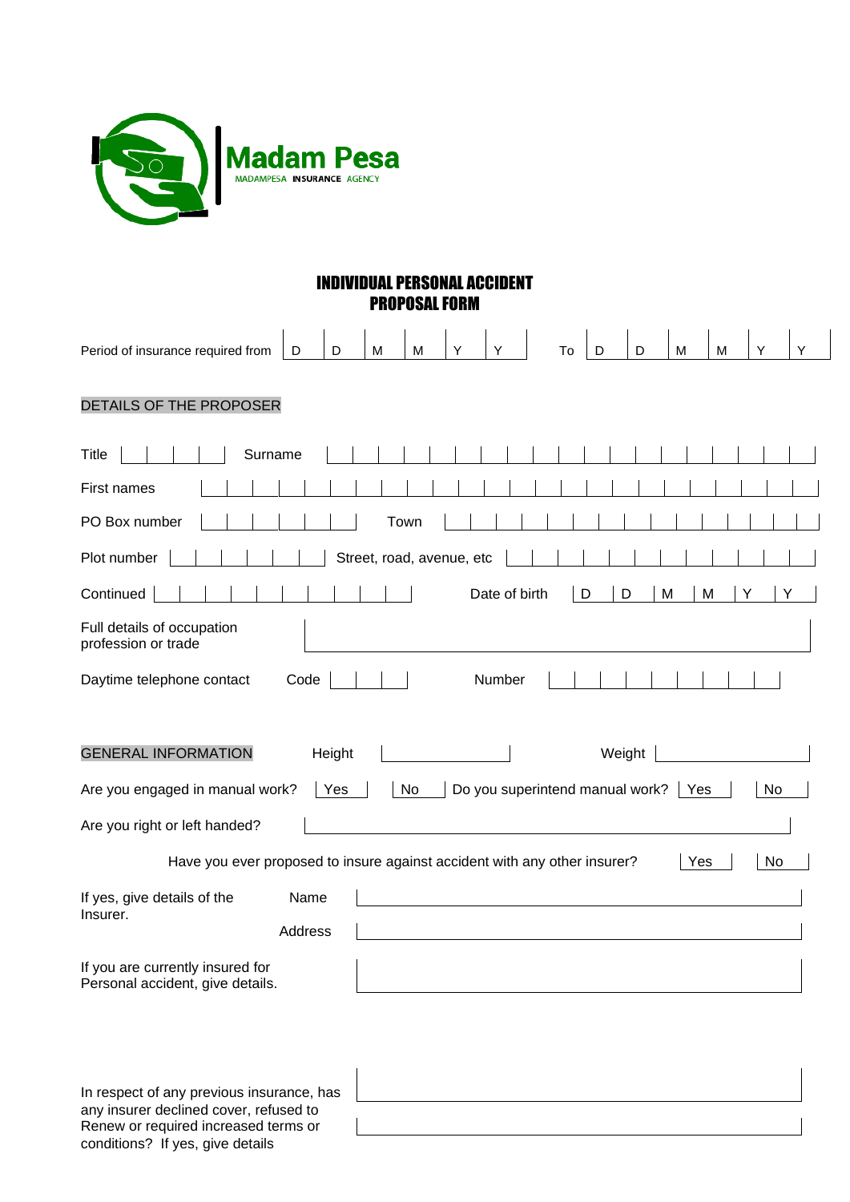Madam Pesa
MADAMPESA INSURANCE AGENCY

# INDIVIDUAL PERSONAL ACCIDENT PROPOSAL FORM

Period of insurance required from | D | D | M | M | Y | Y | To | D | D | M | M | Y | Y |

## DETAILS OF THE PROPOSER

Title ______ Surname ______

First names ______

PO Box number ______ Town ______

Plot number ______ Street, road, avenue, etc ______

Continued ______ Date of birth | D | D | M | M | Y | Y |

Full details of occupation profession or trade ______

Daytime telephone contact Code ______ Number ______

## GENERAL INFORMATION

Height ______ Weight ______

Are you engaged in manual work? Yes No Do you superintend manual work? Yes No

Are you right or left handed? ______

Have you ever proposed to insure against accident with any other insurer? Yes No

If yes, give details of the Insurer. Name ______

Address ______

If you are currently insured for Personal accident, give details. ______

In respect of any previous insurance, has any insurer declined cover, refused to Renew or required increased terms or conditions? If yes, give details ______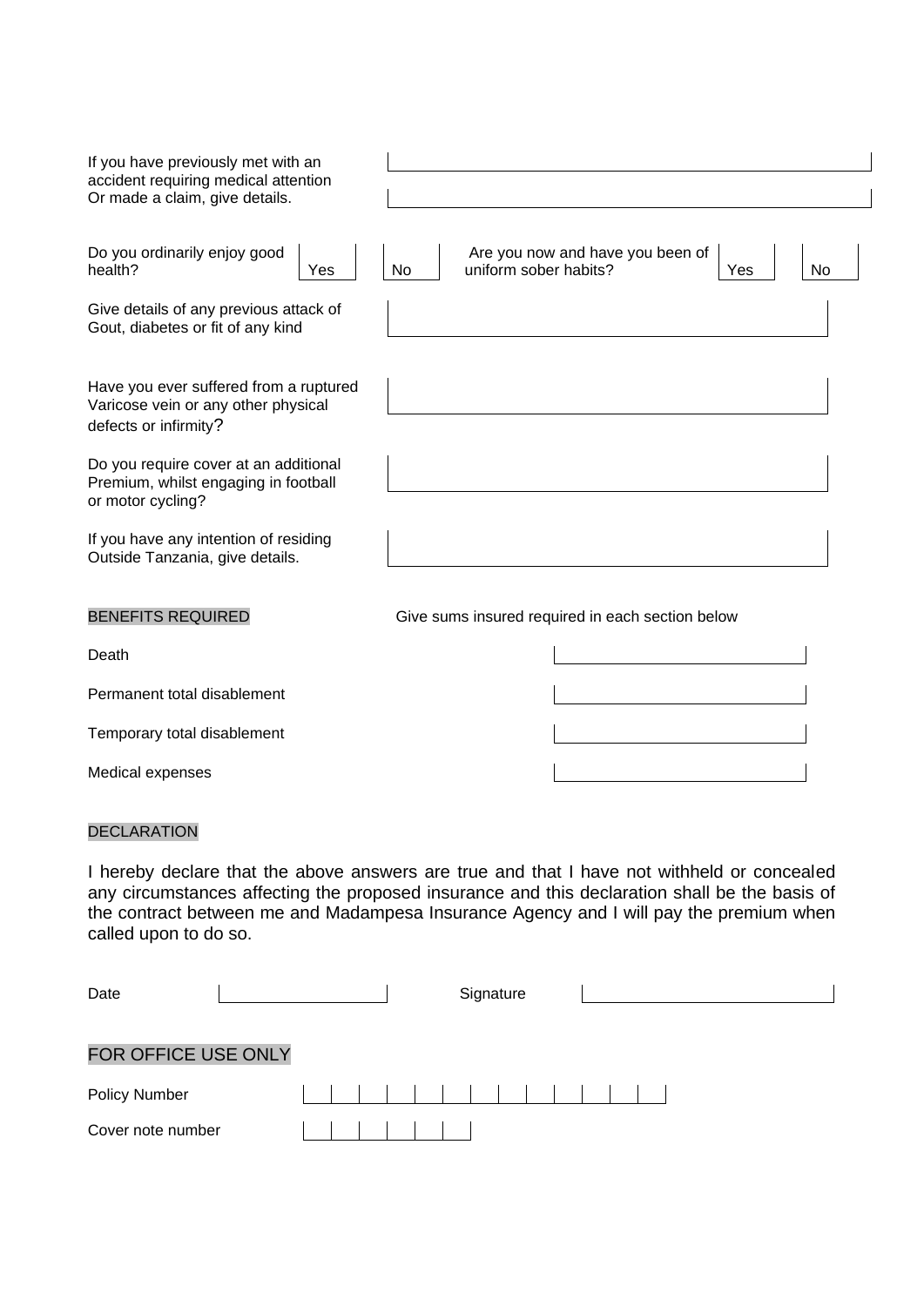If you have previously met with an accident requiring medical attention Or made a claim, give details.

Do you ordinarily enjoy good health? Yes No

Are you now and have you been of uniform sober habits? Yes No

Give details of any previous attack of Gout, diabetes or fit of any kind

Have you ever suffered from a ruptured Varicose vein or any other physical defects or infirmity?

Do you require cover at an additional Premium, whilst engaging in football or motor cycling?

If you have any intention of residing Outside Tanzania, give details.

## BENEFITS REQUIRED

Give sums insured required in each section below

Death

Permanent total disablement

Temporary total disablement

Medical expenses

## DECLARATION

I hereby declare that the above answers are true and that I have not withheld or concealed any circumstances affecting the proposed insurance and this declaration shall be the basis of the contract between me and Madampesa Insurance Agency and I will pay the premium when called upon to do so.

Date

Signature

## FOR OFFICE USE ONLY

Policy Number

Cover note number